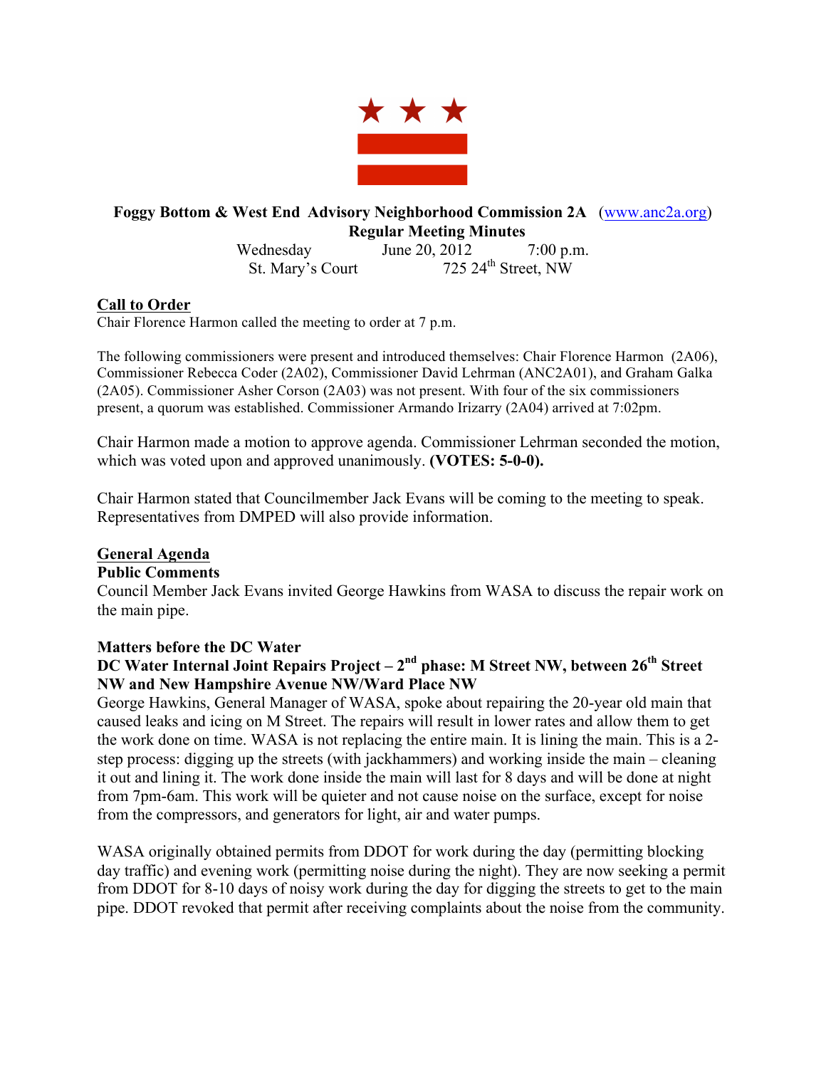**Foggy Bottom & West End Advisory Neighborhood Commission 2A** (www.anc2a.org)

**Regular Meeting Minutes**

Wednesday June 20, 2012 7:00 p.m.

St. Mary's Court 725 24th Street, NW

## Call to Order

Chair Florence Harmon called the meeting to order at 7 p.m.

The following commissioners were present and introduced themselves: Chair Florence Harmon (2A06), Commissioner Rebecca Coder (2A02), Commissioner David Lehrman (ANC2A01), and Graham Galka (2A05). Commissioner Asher Corson (2A03) was not present. With four of the six commissioners present, a quorum was established. Commissioner Armando Irizarry (2A04) arrived at 7:02pm.

Chair Harmon made a motion to approve agenda. Commissioner Lehrman seconded the motion, which was voted upon and approved unanimously. **(VOTES: 5-0-0).**

Chair Harmon stated that Councilmember Jack Evans will be coming to the meeting to speak. Representatives from DMPED will also provide information.

## General Agenda

### Public Comments

Council Member Jack Evans invited George Hawkins from WASA to discuss the repair work on the main pipe.

### Matters before the DC Water

### DC Water Internal Joint Repairs Project – 2nd phase: M Street NW, between 26th Street NW and New Hampshire Avenue NW/Ward Place NW

George Hawkins, General Manager of WASA, spoke about repairing the 20-year old main that caused leaks and icing on M Street. The repairs will result in lower rates and allow them to get the work done on time. WASA is not replacing the entire main. It is lining the main. This is a 2-step process: digging up the streets (with jackhammers) and working inside the main – cleaning it out and lining it. The work done inside the main will last for 8 days and will be done at night from 7pm-6am. This work will be quieter and not cause noise on the surface, except for noise from the compressors, and generators for light, air and water pumps.

WASA originally obtained permits from DDOT for work during the day (permitting blocking day traffic) and evening work (permitting noise during the night). They are now seeking a permit from DDOT for 8-10 days of noisy work during the day for digging the streets to get to the main pipe. DDOT revoked that permit after receiving complaints about the noise from the community.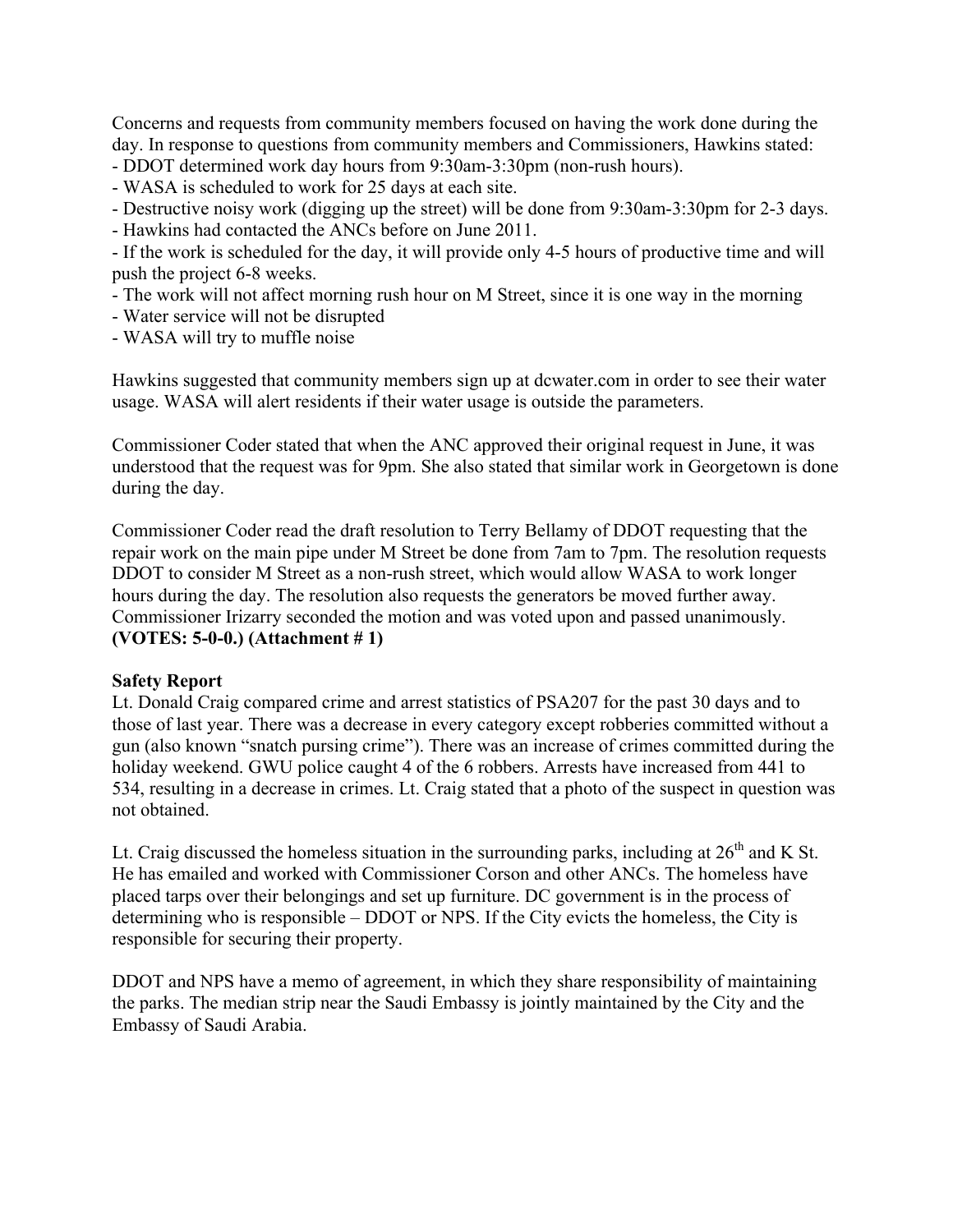Concerns and requests from community members focused on having the work done during the day. In response to questions from community members and Commissioners, Hawkins stated:

- DDOT determined work day hours from 9:30am-3:30pm (non-rush hours).
- WASA is scheduled to work for 25 days at each site.
- Destructive noisy work (digging up the street) will be done from 9:30am-3:30pm for 2-3 days.
- Hawkins had contacted the ANCs before on June 2011.
- If the work is scheduled for the day, it will provide only 4-5 hours of productive time and will push the project 6-8 weeks.
- The work will not affect morning rush hour on M Street, since it is one way in the morning
- Water service will not be disrupted
- WASA will try to muffle noise

Hawkins suggested that community members sign up at dcwater.com in order to see their water usage. WASA will alert residents if their water usage is outside the parameters.

Commissioner Coder stated that when the ANC approved their original request in June, it was understood that the request was for 9pm. She also stated that similar work in Georgetown is done during the day.

Commissioner Coder read the draft resolution to Terry Bellamy of DDOT requesting that the repair work on the main pipe under M Street be done from 7am to 7pm. The resolution requests DDOT to consider M Street as a non-rush street, which would allow WASA to work longer hours during the day. The resolution also requests the generators be moved further away. Commissioner Irizarry seconded the motion and was voted upon and passed unanimously. **(VOTES: 5-0-0.) (Attachment # 1)**

**Safety Report**

Lt. Donald Craig compared crime and arrest statistics of PSA207 for the past 30 days and to those of last year. There was a decrease in every category except robberies committed without a gun (also known "snatch pursing crime"). There was an increase of crimes committed during the holiday weekend. GWU police caught 4 of the 6 robbers. Arrests have increased from 441 to 534, resulting in a decrease in crimes. Lt. Craig stated that a photo of the suspect in question was not obtained.

Lt. Craig discussed the homeless situation in the surrounding parks, including at 26th and K St. He has emailed and worked with Commissioner Corson and other ANCs. The homeless have placed tarps over their belongings and set up furniture. DC government is in the process of determining who is responsible – DDOT or NPS. If the City evicts the homeless, the City is responsible for securing their property.

DDOT and NPS have a memo of agreement, in which they share responsibility of maintaining the parks. The median strip near the Saudi Embassy is jointly maintained by the City and the Embassy of Saudi Arabia.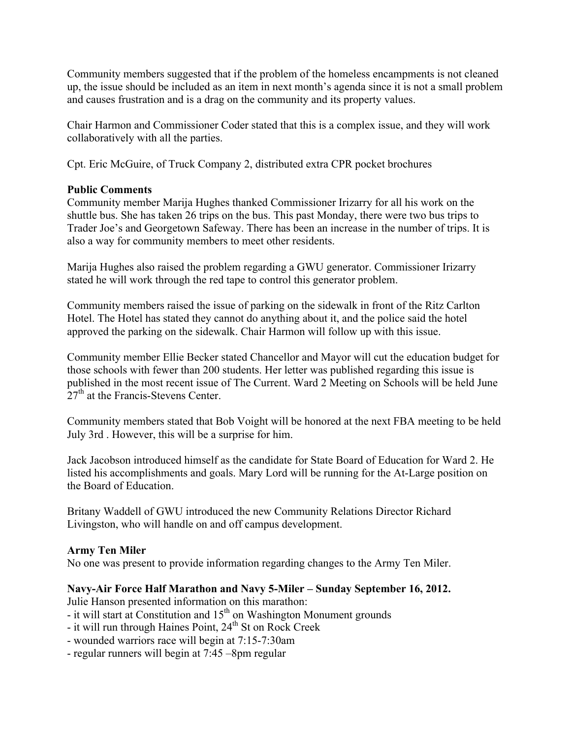Community members suggested that if the problem of the homeless encampments is not cleaned up, the issue should be included as an item in next month's agenda since it is not a small problem and causes frustration and is a drag on the community and its property values.

Chair Harmon and Commissioner Coder stated that this is a complex issue, and they will work collaboratively with all the parties.

Cpt. Eric McGuire, of Truck Company 2, distributed extra CPR pocket brochures

**Public Comments**

Community member Marija Hughes thanked Commissioner Irizarry for all his work on the shuttle bus. She has taken 26 trips on the bus. This past Monday, there were two bus trips to Trader Joe's and Georgetown Safeway. There has been an increase in the number of trips. It is also a way for community members to meet other residents.

Marija Hughes also raised the problem regarding a GWU generator. Commissioner Irizarry stated he will work through the red tape to control this generator problem.

Community members raised the issue of parking on the sidewalk in front of the Ritz Carlton Hotel. The Hotel has stated they cannot do anything about it, and the police said the hotel approved the parking on the sidewalk. Chair Harmon will follow up with this issue.

Community member Ellie Becker stated Chancellor and Mayor will cut the education budget for those schools with fewer than 200 students. Her letter was published regarding this issue is published in the most recent issue of The Current. Ward 2 Meeting on Schools will be held June 27th at the Francis-Stevens Center.

Community members stated that Bob Voight will be honored at the next FBA meeting to be held July 3rd . However, this will be a surprise for him.

Jack Jacobson introduced himself as the candidate for State Board of Education for Ward 2. He listed his accomplishments and goals. Mary Lord will be running for the At-Large position on the Board of Education.

Britany Waddell of GWU introduced the new Community Relations Director Richard Livingston, who will handle on and off campus development.

**Army Ten Miler**

No one was present to provide information regarding changes to the Army Ten Miler.

**Navy-Air Force Half Marathon and Navy 5-Miler – Sunday September 16, 2012.**

Julie Hanson presented information on this marathon:

- it will start at Constitution and 15th on Washington Monument grounds
- it will run through Haines Point, 24th St on Rock Creek
- wounded warriors race will begin at 7:15-7:30am
- regular runners will begin at 7:45 –8pm regular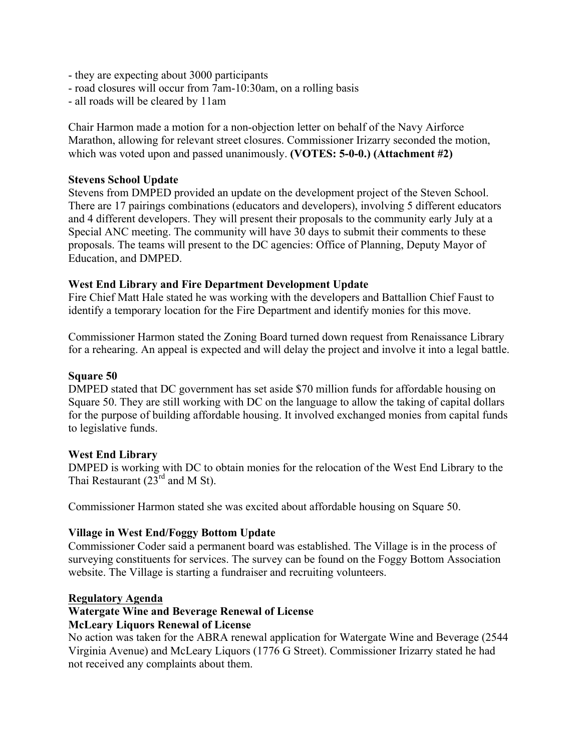- they are expecting about 3000 participants
- road closures will occur from 7am-10:30am, on a rolling basis
- all roads will be cleared by 11am

Chair Harmon made a motion for a non-objection letter on behalf of the Navy Airforce Marathon, allowing for relevant street closures. Commissioner Irizarry seconded the motion, which was voted upon and passed unanimously. **(VOTES: 5-0-0.) (Attachment #2)**

**Stevens School Update**
Stevens from DMPED provided an update on the development project of the Steven School. There are 17 pairings combinations (educators and developers), involving 5 different educators and 4 different developers. They will present their proposals to the community early July at a Special ANC meeting. The community will have 30 days to submit their comments to these proposals. The teams will present to the DC agencies: Office of Planning, Deputy Mayor of Education, and DMPED.

**West End Library and Fire Department Development Update**
Fire Chief Matt Hale stated he was working with the developers and Battallion Chief Faust to identify a temporary location for the Fire Department and identify monies for this move.

Commissioner Harmon stated the Zoning Board turned down request from Renaissance Library for a rehearing. An appeal is expected and will delay the project and involve it into a legal battle.

**Square 50**
DMPED stated that DC government has set aside $70 million funds for affordable housing on Square 50. They are still working with DC on the language to allow the taking of capital dollars for the purpose of building affordable housing. It involved exchanged monies from capital funds to legislative funds.

**West End Library**
DMPED is working with DC to obtain monies for the relocation of the West End Library to the Thai Restaurant (23rd and M St).

Commissioner Harmon stated she was excited about affordable housing on Square 50.

**Village in West End/Foggy Bottom Update**
Commissioner Coder said a permanent board was established. The Village is in the process of surveying constituents for services. The survey can be found on the Foggy Bottom Association website. The Village is starting a fundraiser and recruiting volunteers.

**<u>Regulatory Agenda</u>**
**Watergate Wine and Beverage Renewal of License**
**McLeary Liquors Renewal of License**
No action was taken for the ABRA renewal application for Watergate Wine and Beverage (2544 Virginia Avenue) and McLeary Liquors (1776 G Street). Commissioner Irizarry stated he had not received any complaints about them.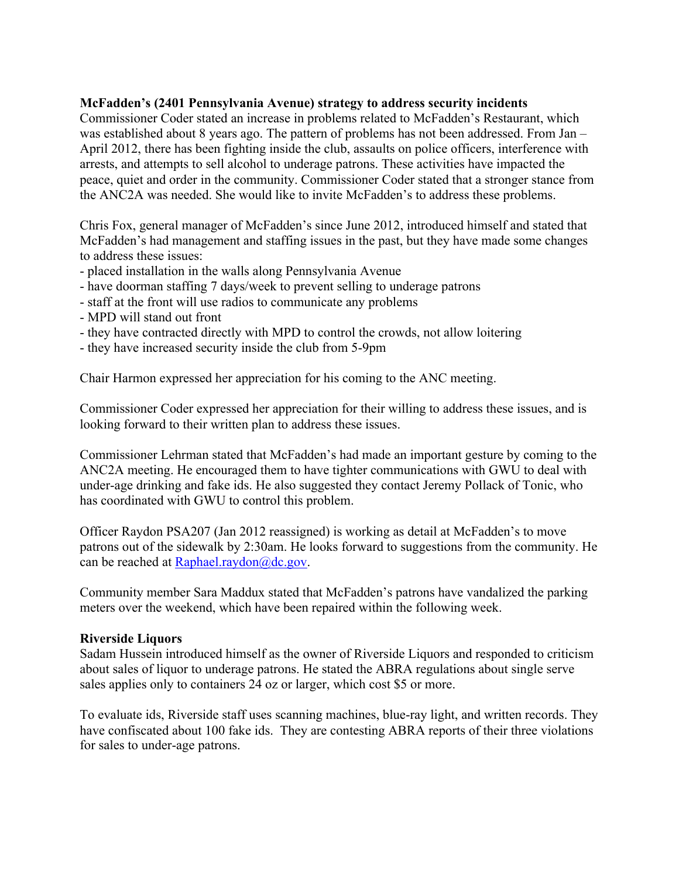**McFadden's (2401 Pennsylvania Avenue) strategy to address security incidents**

Commissioner Coder stated an increase in problems related to McFadden's Restaurant, which was established about 8 years ago. The pattern of problems has not been addressed. From Jan – April 2012, there has been fighting inside the club, assaults on police officers, interference with arrests, and attempts to sell alcohol to underage patrons. These activities have impacted the peace, quiet and order in the community. Commissioner Coder stated that a stronger stance from the ANC2A was needed. She would like to invite McFadden's to address these problems.

Chris Fox, general manager of McFadden's since June 2012, introduced himself and stated that McFadden's had management and staffing issues in the past, but they have made some changes to address these issues:

- placed installation in the walls along Pennsylvania Avenue
- have doorman staffing 7 days/week to prevent selling to underage patrons
- staff at the front will use radios to communicate any problems
- MPD will stand out front
- they have contracted directly with MPD to control the crowds, not allow loitering
- they have increased security inside the club from 5-9pm

Chair Harmon expressed her appreciation for his coming to the ANC meeting.

Commissioner Coder expressed her appreciation for their willing to address these issues, and is looking forward to their written plan to address these issues.

Commissioner Lehrman stated that McFadden's had made an important gesture by coming to the ANC2A meeting. He encouraged them to have tighter communications with GWU to deal with under-age drinking and fake ids. He also suggested they contact Jeremy Pollack of Tonic, who has coordinated with GWU to control this problem.

Officer Raydon PSA207 (Jan 2012 reassigned) is working as detail at McFadden's to move patrons out of the sidewalk by 2:30am. He looks forward to suggestions from the community. He can be reached at Raphael.raydon@dc.gov.

Community member Sara Maddux stated that McFadden's patrons have vandalized the parking meters over the weekend, which have been repaired within the following week.

**Riverside Liquors**

Sadam Hussein introduced himself as the owner of Riverside Liquors and responded to criticism about sales of liquor to underage patrons. He stated the ABRA regulations about single serve sales applies only to containers 24 oz or larger, which cost $5 or more.

To evaluate ids, Riverside staff uses scanning machines, blue-ray light, and written records. They have confiscated about 100 fake ids. They are contesting ABRA reports of their three violations for sales to under-age patrons.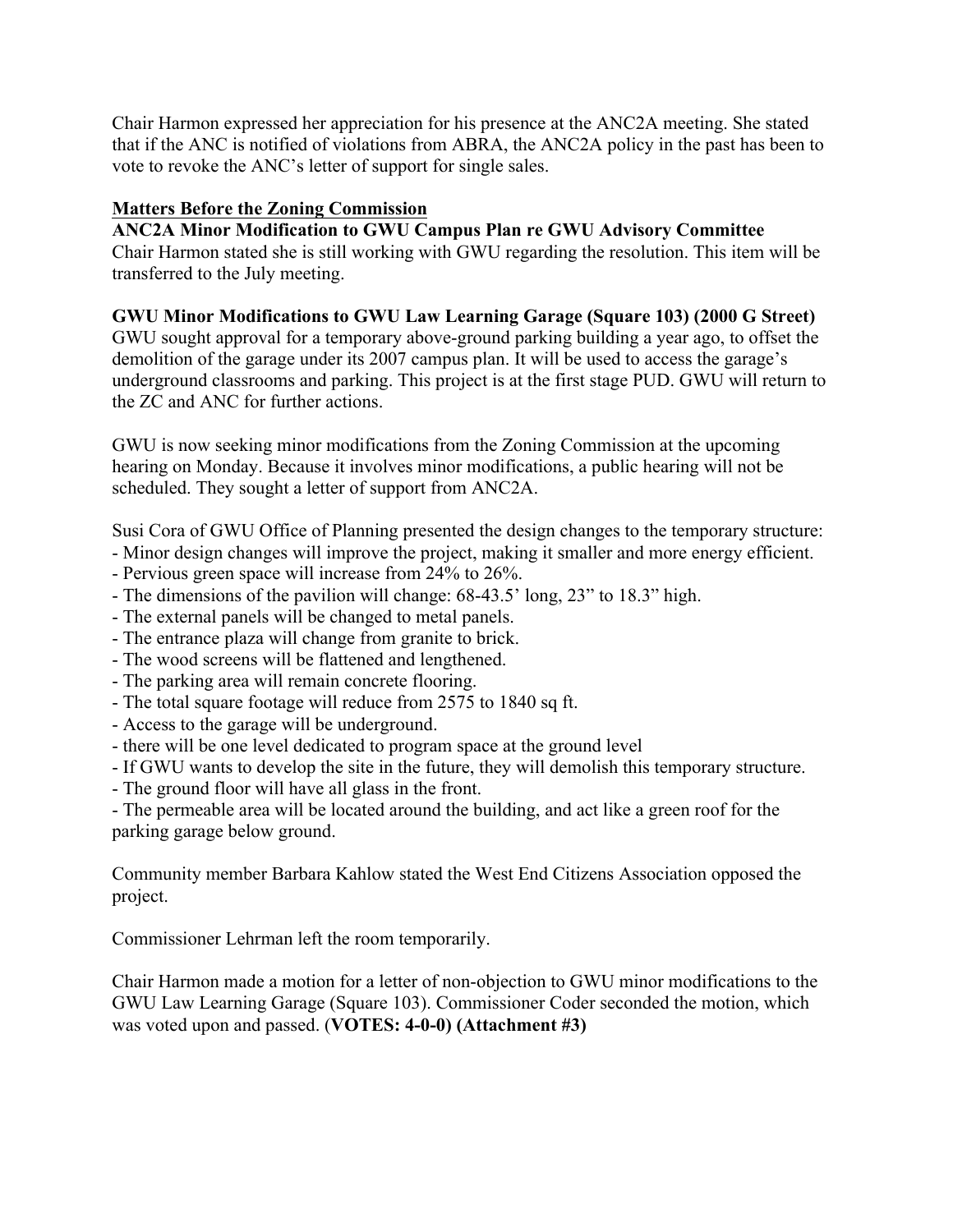Chair Harmon expressed her appreciation for his presence at the ANC2A meeting. She stated that if the ANC is notified of violations from ABRA, the ANC2A policy in the past has been to vote to revoke the ANC's letter of support for single sales.

## Matters Before the Zoning Commission

**ANC2A Minor Modification to GWU Campus Plan re GWU Advisory Committee**
Chair Harmon stated she is still working with GWU regarding the resolution. This item will be transferred to the July meeting.

**GWU Minor Modifications to GWU Law Learning Garage (Square 103) (2000 G Street)**
GWU sought approval for a temporary above-ground parking building a year ago, to offset the demolition of the garage under its 2007 campus plan. It will be used to access the garage's underground classrooms and parking. This project is at the first stage PUD. GWU will return to the ZC and ANC for further actions.

GWU is now seeking minor modifications from the Zoning Commission at the upcoming hearing on Monday. Because it involves minor modifications, a public hearing will not be scheduled. They sought a letter of support from ANC2A.

Susi Cora of GWU Office of Planning presented the design changes to the temporary structure:
- Minor design changes will improve the project, making it smaller and more energy efficient.
- Pervious green space will increase from 24% to 26%.
- The dimensions of the pavilion will change: 68-43.5' long, 23" to 18.3" high.
- The external panels will be changed to metal panels.
- The entrance plaza will change from granite to brick.
- The wood screens will be flattened and lengthened.
- The parking area will remain concrete flooring.
- The total square footage will reduce from 2575 to 1840 sq ft.
- Access to the garage will be underground.
- there will be one level dedicated to program space at the ground level
- If GWU wants to develop the site in the future, they will demolish this temporary structure.
- The ground floor will have all glass in the front.
- The permeable area will be located around the building, and act like a green roof for the parking garage below ground.

Community member Barbara Kahlow stated the West End Citizens Association opposed the project.

Commissioner Lehrman left the room temporarily.

Chair Harmon made a motion for a letter of non-objection to GWU minor modifications to the GWU Law Learning Garage (Square 103). Commissioner Coder seconded the motion, which was voted upon and passed. (**VOTES: 4-0-0) (Attachment #3)**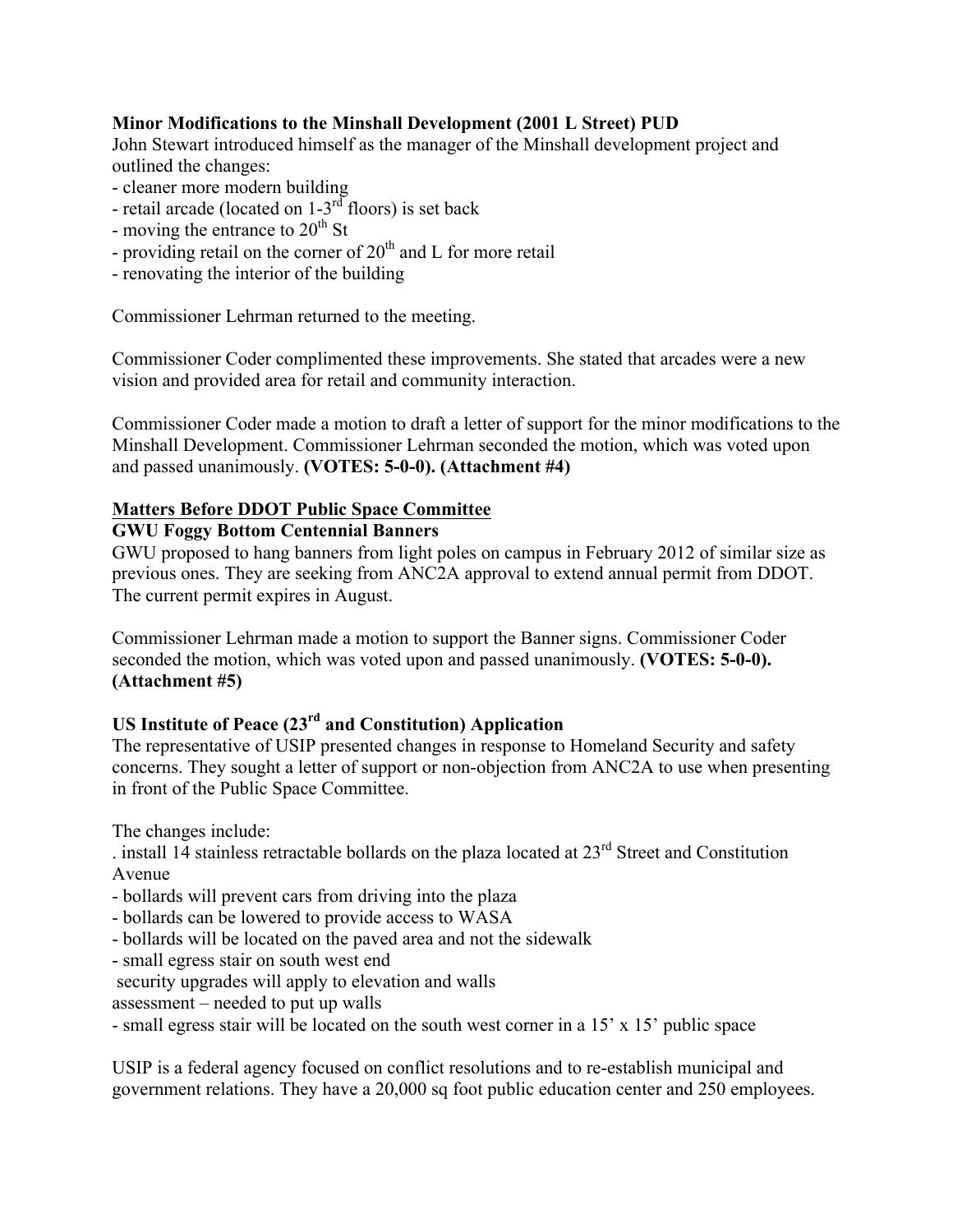**Minor Modifications to the Minshall Development (2001 L Street) PUD**
John Stewart introduced himself as the manager of the Minshall development project and outlined the changes:
- cleaner more modern building
- retail arcade (located on 1-3rd floors) is set back
- moving the entrance to 20th St
- providing retail on the corner of 20th and L for more retail
- renovating the interior of the building

Commissioner Lehrman returned to the meeting.

Commissioner Coder complimented these improvements. She stated that arcades were a new vision and provided area for retail and community interaction.

Commissioner Coder made a motion to draft a letter of support for the minor modifications to the Minshall Development. Commissioner Lehrman seconded the motion, which was voted upon and passed unanimously. **(VOTES: 5-0-0). (Attachment #4)**

**Matters Before DDOT Public Space Committee**

**GWU Foggy Bottom Centennial Banners**
GWU proposed to hang banners from light poles on campus in February 2012 of similar size as previous ones. They are seeking from ANC2A approval to extend annual permit from DDOT. The current permit expires in August.

Commissioner Lehrman made a motion to support the Banner signs. Commissioner Coder seconded the motion, which was voted upon and passed unanimously. **(VOTES: 5-0-0). (Attachment #5)**

**US Institute of Peace (23rd and Constitution) Application**
The representative of USIP presented changes in response to Homeland Security and safety concerns. They sought a letter of support or non-objection from ANC2A to use when presenting in front of the Public Space Committee.

The changes include:
. install 14 stainless retractable bollards on the plaza located at 23rd Street and Constitution Avenue
- bollards will prevent cars from driving into the plaza
- bollards can be lowered to provide access to WASA
- bollards will be located on the paved area and not the sidewalk
- small egress stair on south west end
 security upgrades will apply to elevation and walls
assessment – needed to put up walls
- small egress stair will be located on the south west corner in a 15' x 15' public space

USIP is a federal agency focused on conflict resolutions and to re-establish municipal and government relations. They have a 20,000 sq foot public education center and 250 employees.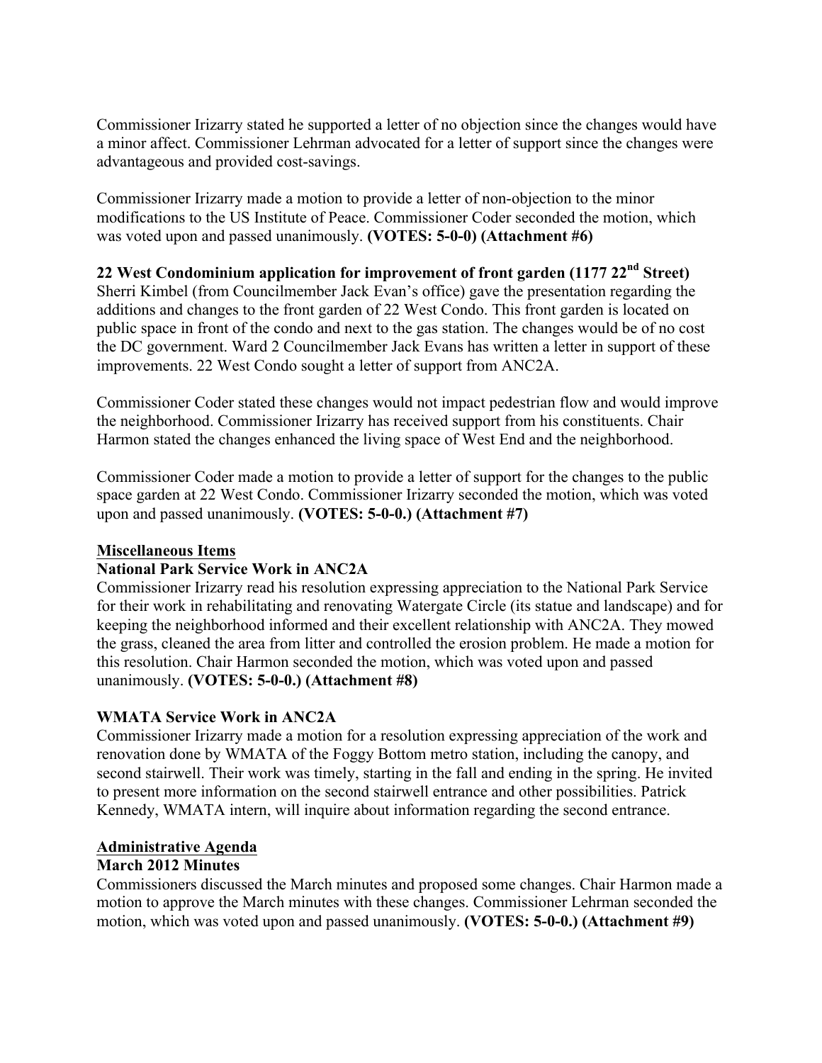Commissioner Irizarry stated he supported a letter of no objection since the changes would have a minor affect. Commissioner Lehrman advocated for a letter of support since the changes were advantageous and provided cost-savings.

Commissioner Irizarry made a motion to provide a letter of non-objection to the minor modifications to the US Institute of Peace. Commissioner Coder seconded the motion, which was voted upon and passed unanimously. **(VOTES: 5-0-0) (Attachment #6)**

**22 West Condominium application for improvement of front garden (1177 22nd Street)**

Sherri Kimbel (from Councilmember Jack Evan's office) gave the presentation regarding the additions and changes to the front garden of 22 West Condo. This front garden is located on public space in front of the condo and next to the gas station. The changes would be of no cost the DC government. Ward 2 Councilmember Jack Evans has written a letter in support of these improvements. 22 West Condo sought a letter of support from ANC2A.

Commissioner Coder stated these changes would not impact pedestrian flow and would improve the neighborhood. Commissioner Irizarry has received support from his constituents. Chair Harmon stated the changes enhanced the living space of West End and the neighborhood.

Commissioner Coder made a motion to provide a letter of support for the changes to the public space garden at 22 West Condo. Commissioner Irizarry seconded the motion, which was voted upon and passed unanimously. **(VOTES: 5-0-0.) (Attachment #7)**

## Miscellaneous Items

**National Park Service Work in ANC2A**

Commissioner Irizarry read his resolution expressing appreciation to the National Park Service for their work in rehabilitating and renovating Watergate Circle (its statue and landscape) and for keeping the neighborhood informed and their excellent relationship with ANC2A. They mowed the grass, cleaned the area from litter and controlled the erosion problem. He made a motion for this resolution. Chair Harmon seconded the motion, which was voted upon and passed unanimously. **(VOTES: 5-0-0.) (Attachment #8)**

**WMATA Service Work in ANC2A**

Commissioner Irizarry made a motion for a resolution expressing appreciation of the work and renovation done by WMATA of the Foggy Bottom metro station, including the canopy, and second stairwell. Their work was timely, starting in the fall and ending in the spring. He invited to present more information on the second stairwell entrance and other possibilities. Patrick Kennedy, WMATA intern, will inquire about information regarding the second entrance.

## Administrative Agenda

**March 2012 Minutes**

Commissioners discussed the March minutes and proposed some changes. Chair Harmon made a motion to approve the March minutes with these changes. Commissioner Lehrman seconded the motion, which was voted upon and passed unanimously. **(VOTES: 5-0-0.) (Attachment #9)**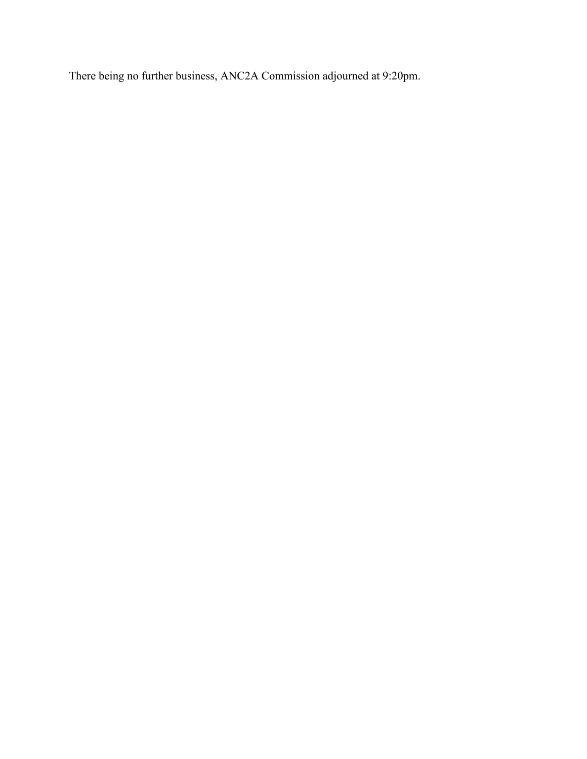There being no further business, ANC2A Commission adjourned at 9:20pm.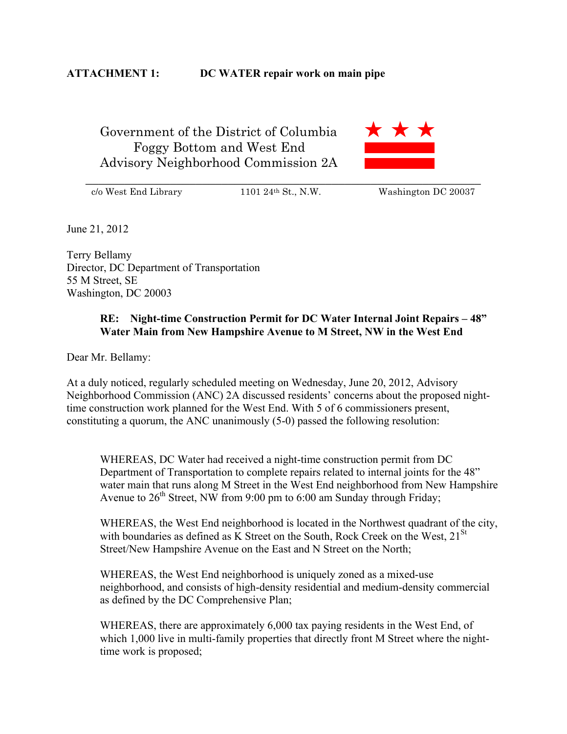**ATTACHMENT 1: DC WATER repair work on main pipe**

Government of the District of Columbia
Foggy Bottom and West End
Advisory Neighborhood Commission 2A

c/o West End Library 1101 24th St., N.W. Washington DC 20037

June 21, 2012

Terry Bellamy
Director, DC Department of Transportation
55 M Street, SE
Washington, DC 20003

**RE: Night-time Construction Permit for DC Water Internal Joint Repairs – 48" Water Main from New Hampshire Avenue to M Street, NW in the West End**

Dear Mr. Bellamy:

At a duly noticed, regularly scheduled meeting on Wednesday, June 20, 2012, Advisory Neighborhood Commission (ANC) 2A discussed residents' concerns about the proposed night-time construction work planned for the West End. With 5 of 6 commissioners present, constituting a quorum, the ANC unanimously (5-0) passed the following resolution:

WHEREAS, DC Water had received a night-time construction permit from DC Department of Transportation to complete repairs related to internal joints for the 48" water main that runs along M Street in the West End neighborhood from New Hampshire Avenue to 26th Street, NW from 9:00 pm to 6:00 am Sunday through Friday;

WHEREAS, the West End neighborhood is located in the Northwest quadrant of the city, with boundaries as defined as K Street on the South, Rock Creek on the West, 21St Street/New Hampshire Avenue on the East and N Street on the North;

WHEREAS, the West End neighborhood is uniquely zoned as a mixed-use neighborhood, and consists of high-density residential and medium-density commercial as defined by the DC Comprehensive Plan;

WHEREAS, there are approximately 6,000 tax paying residents in the West End, of which 1,000 live in multi-family properties that directly front M Street where the night-time work is proposed;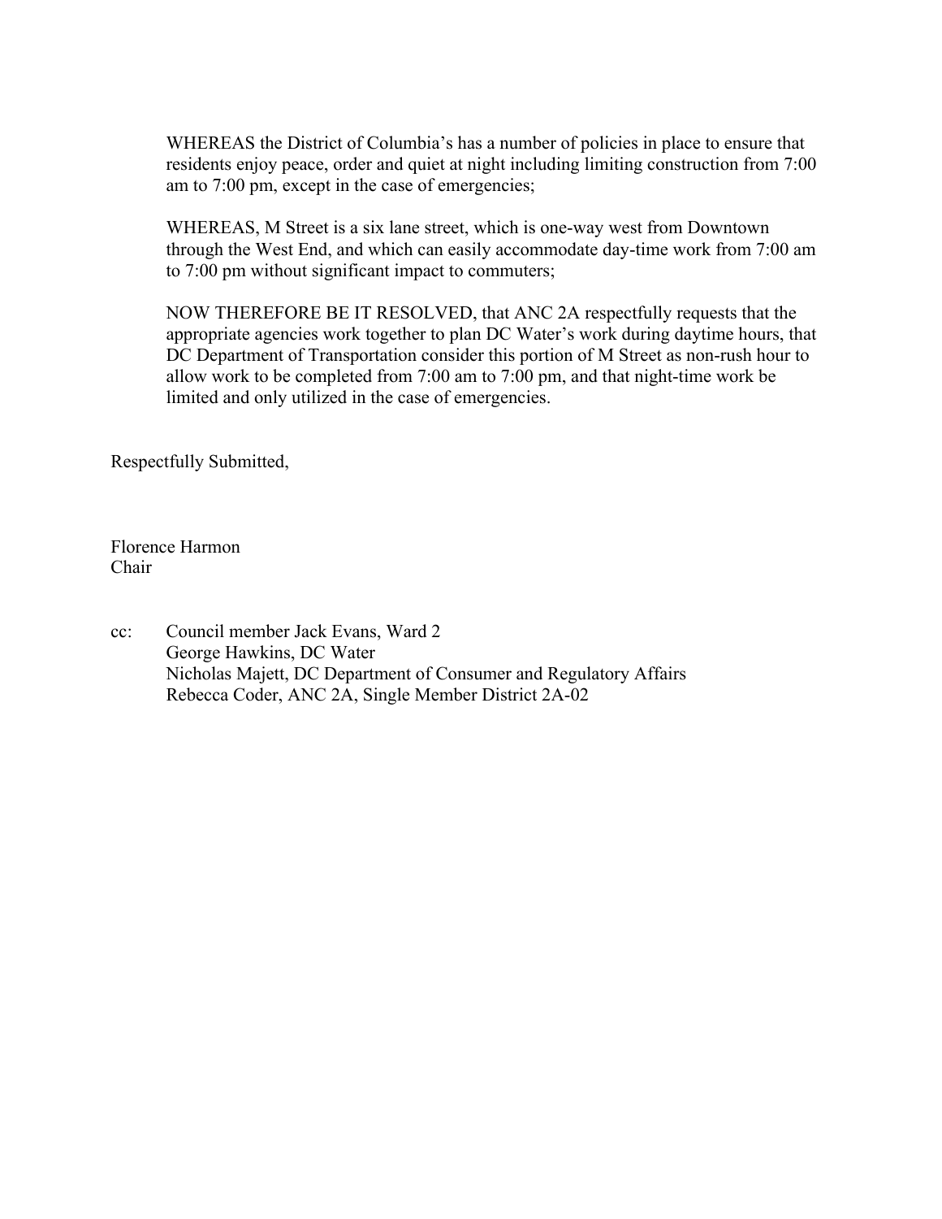WHEREAS the District of Columbia's has a number of policies in place to ensure that residents enjoy peace, order and quiet at night including limiting construction from 7:00 am to 7:00 pm, except in the case of emergencies;

WHEREAS, M Street is a six lane street, which is one-way west from Downtown through the West End, and which can easily accommodate day-time work from 7:00 am to 7:00 pm without significant impact to commuters;

NOW THEREFORE BE IT RESOLVED, that ANC 2A respectfully requests that the appropriate agencies work together to plan DC Water's work during daytime hours, that DC Department of Transportation consider this portion of M Street as non-rush hour to allow work to be completed from 7:00 am to 7:00 pm, and that night-time work be limited and only utilized in the case of emergencies.

Respectfully Submitted,

Florence Harmon
Chair

cc: Council member Jack Evans, Ward 2
George Hawkins, DC Water
Nicholas Majett, DC Department of Consumer and Regulatory Affairs
Rebecca Coder, ANC 2A, Single Member District 2A-02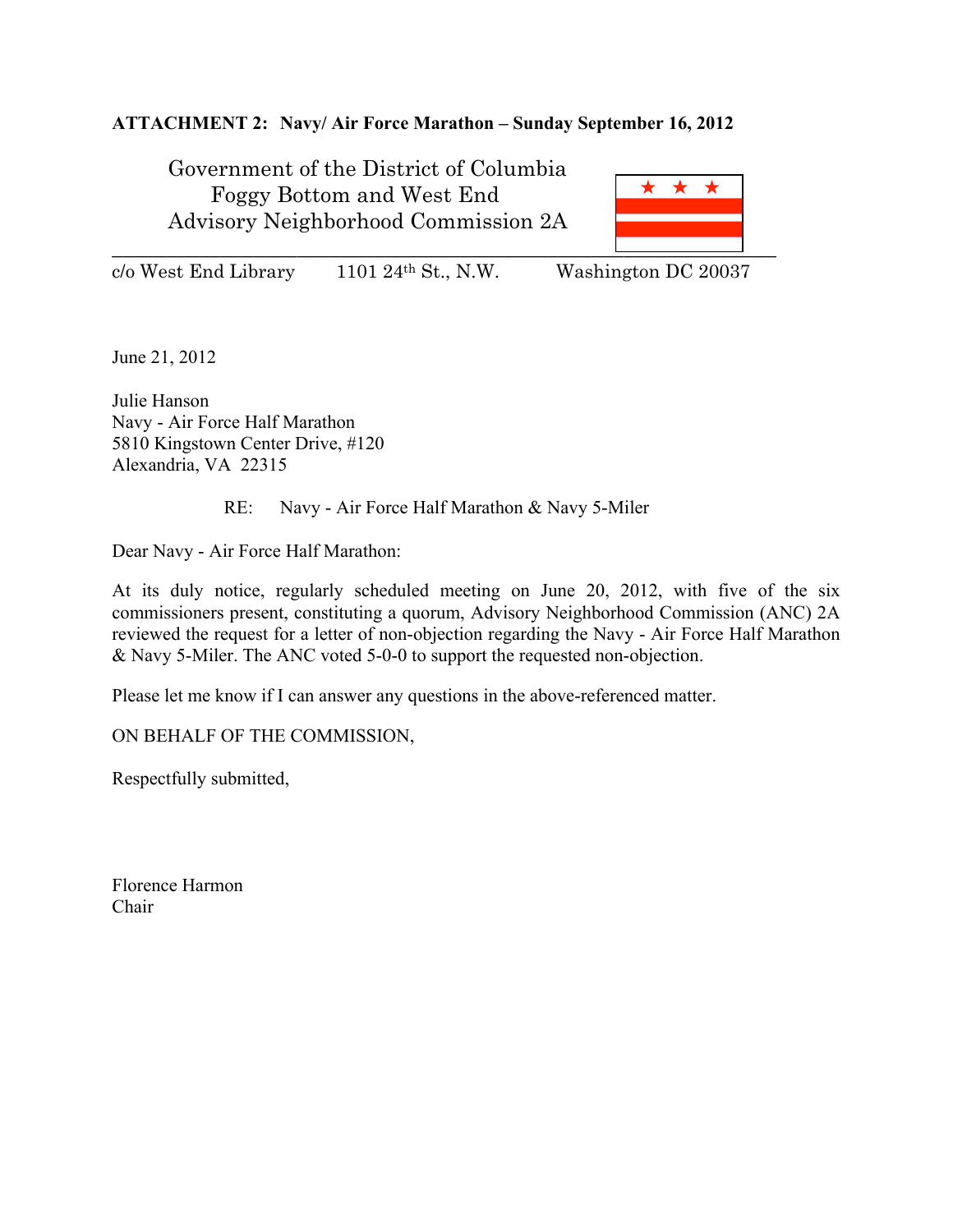**ATTACHMENT 2: Navy/ Air Force Marathon – Sunday September 16, 2012**

Government of the District of Columbia
Foggy Bottom and West End
Advisory Neighborhood Commission 2A

c/o West End Library    1101 24th St., N.W.    Washington DC 20037

June 21, 2012

Julie Hanson
Navy - Air Force Half Marathon
5810 Kingstown Center Drive, #120
Alexandria, VA 22315

RE: Navy - Air Force Half Marathon & Navy 5-Miler

Dear Navy - Air Force Half Marathon:

At its duly notice, regularly scheduled meeting on June 20, 2012, with five of the six commissioners present, constituting a quorum, Advisory Neighborhood Commission (ANC) 2A reviewed the request for a letter of non-objection regarding the Navy - Air Force Half Marathon & Navy 5-Miler. The ANC voted 5-0-0 to support the requested non-objection.

Please let me know if I can answer any questions in the above-referenced matter.

ON BEHALF OF THE COMMISSION,

Respectfully submitted,

Florence Harmon
Chair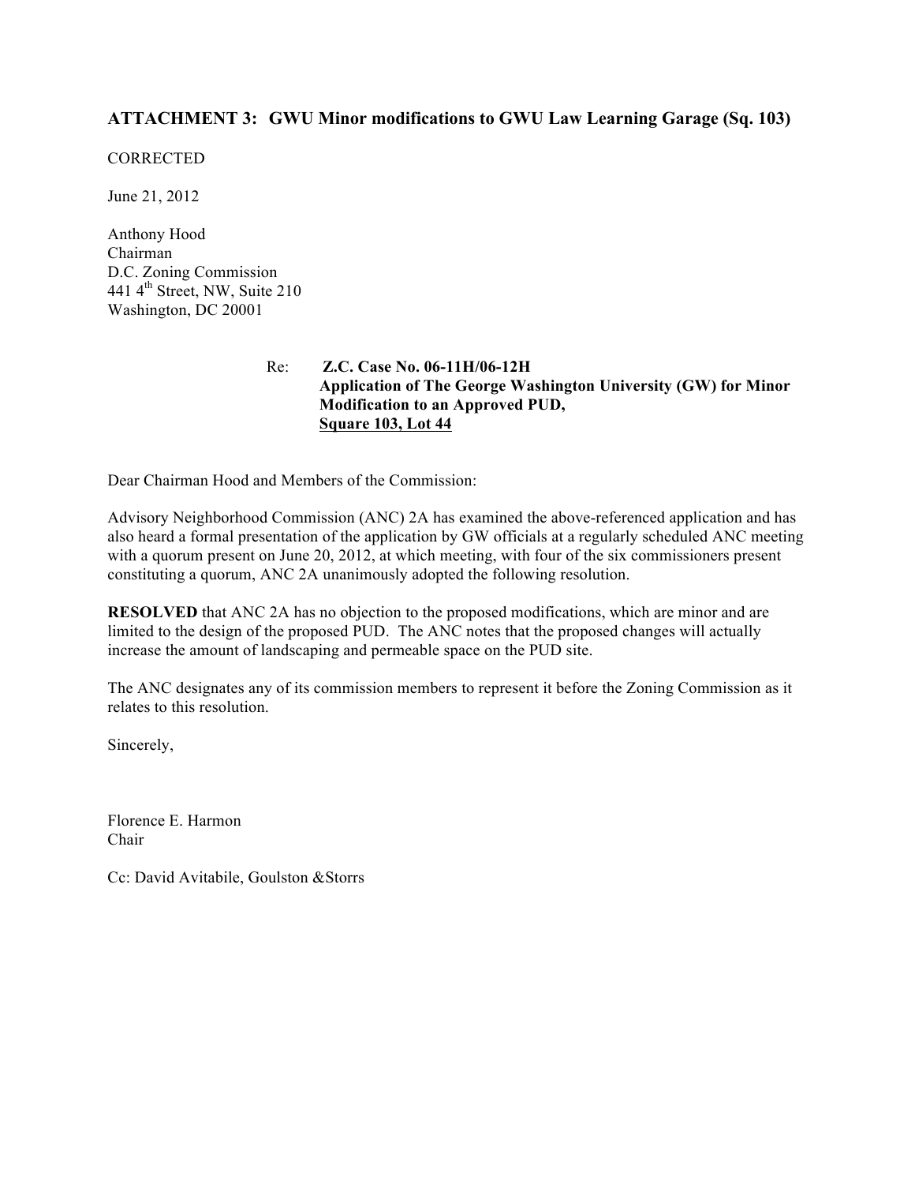### ATTACHMENT 3: GWU Minor modifications to GWU Law Learning Garage (Sq. 103)

CORRECTED

June 21, 2012

Anthony Hood
Chairman
D.C. Zoning Commission
441 4th Street, NW, Suite 210
Washington, DC 20001

Re: **Z.C. Case No. 06-11H/06-12H**
**Application of The George Washington University (GW) for Minor Modification to an Approved PUD,**
**<u>Square 103, Lot 44</u>**

Dear Chairman Hood and Members of the Commission:

Advisory Neighborhood Commission (ANC) 2A has examined the above-referenced application and has also heard a formal presentation of the application by GW officials at a regularly scheduled ANC meeting with a quorum present on June 20, 2012, at which meeting, with four of the six commissioners present constituting a quorum, ANC 2A unanimously adopted the following resolution.

**RESOLVED** that ANC 2A has no objection to the proposed modifications, which are minor and are limited to the design of the proposed PUD. The ANC notes that the proposed changes will actually increase the amount of landscaping and permeable space on the PUD site.

The ANC designates any of its commission members to represent it before the Zoning Commission as it relates to this resolution.

Sincerely,

Florence E. Harmon
Chair

Cc: David Avitabile, Goulston &Storrs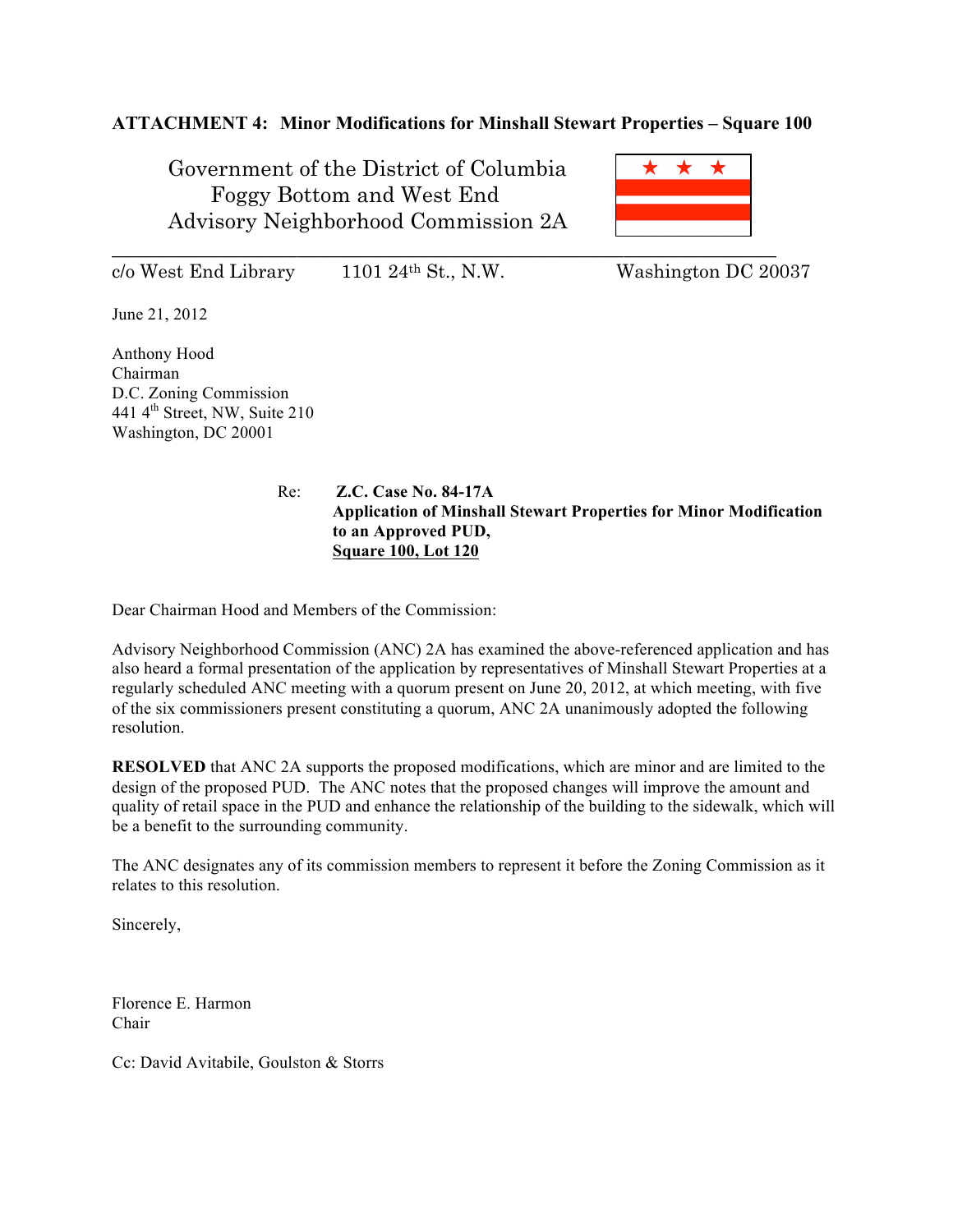**ATTACHMENT 4: Minor Modifications for Minshall Stewart Properties – Square 100**

Government of the District of Columbia
Foggy Bottom and West End
Advisory Neighborhood Commission 2A

c/o West End Library 1101 24th St., N.W. Washington DC 20037

June 21, 2012

Anthony Hood
Chairman
D.C. Zoning Commission
441 4th Street, NW, Suite 210
Washington, DC 20001

Re: **Z.C. Case No. 84-17A**
**Application of Minshall Stewart Properties for Minor Modification to an Approved PUD,**
**Square 100, Lot 120**

Dear Chairman Hood and Members of the Commission:

Advisory Neighborhood Commission (ANC) 2A has examined the above-referenced application and has also heard a formal presentation of the application by representatives of Minshall Stewart Properties at a regularly scheduled ANC meeting with a quorum present on June 20, 2012, at which meeting, with five of the six commissioners present constituting a quorum, ANC 2A unanimously adopted the following resolution.

**RESOLVED** that ANC 2A supports the proposed modifications, which are minor and are limited to the design of the proposed PUD. The ANC notes that the proposed changes will improve the amount and quality of retail space in the PUD and enhance the relationship of the building to the sidewalk, which will be a benefit to the surrounding community.

The ANC designates any of its commission members to represent it before the Zoning Commission as it relates to this resolution.

Sincerely,

Florence E. Harmon
Chair

Cc: David Avitabile, Goulston & Storrs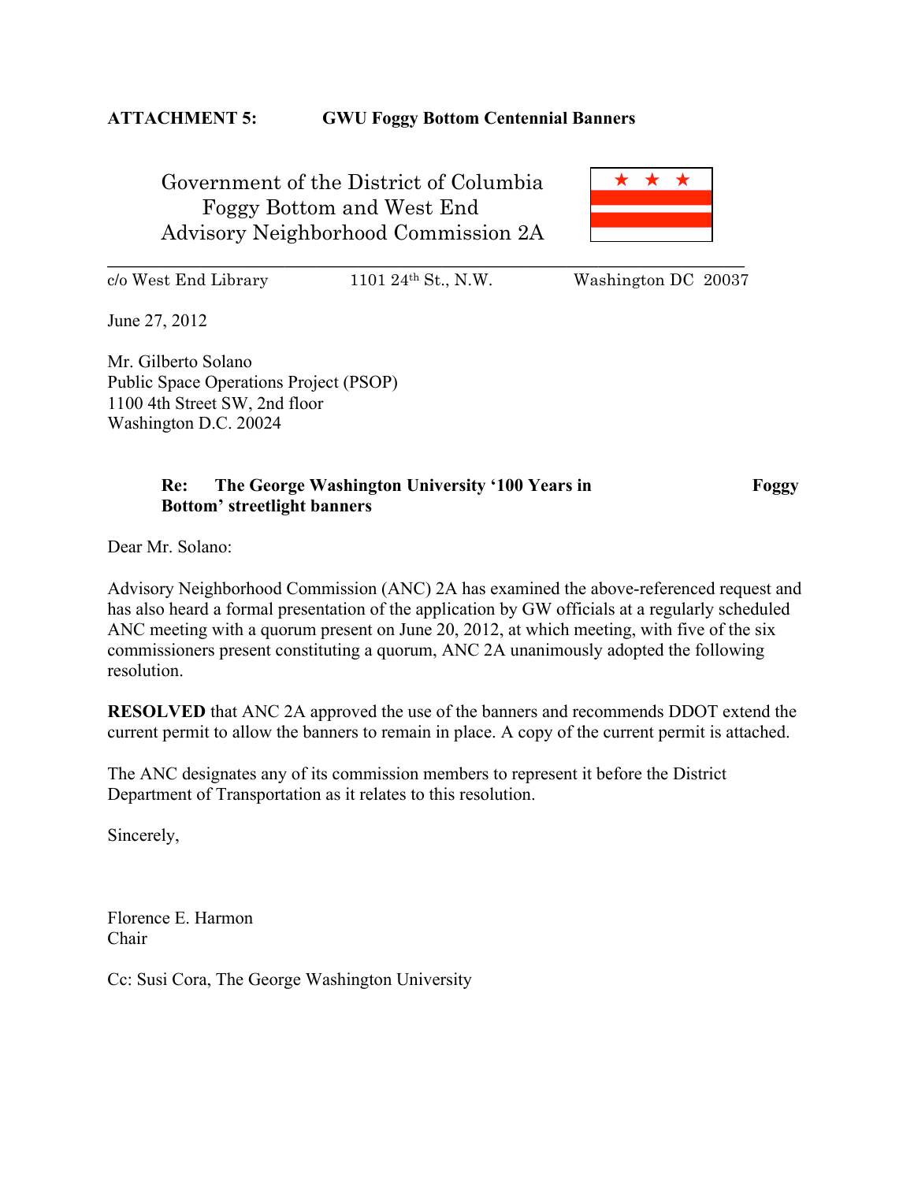**ATTACHMENT 5: GWU Foggy Bottom Centennial Banners**

Government of the District of Columbia
Foggy Bottom and West End
Advisory Neighborhood Commission 2A

c/o West End Library 1101 24th St., N.W. Washington DC 20037

June 27, 2012

Mr. Gilberto Solano
Public Space Operations Project (PSOP)
1100 4th Street SW, 2nd floor
Washington D.C. 20024

**Re: The George Washington University '100 Years in Foggy Bottom' streetlight banners**

Dear Mr. Solano:

Advisory Neighborhood Commission (ANC) 2A has examined the above-referenced request and has also heard a formal presentation of the application by GW officials at a regularly scheduled ANC meeting with a quorum present on June 20, 2012, at which meeting, with five of the six commissioners present constituting a quorum, ANC 2A unanimously adopted the following resolution.

**RESOLVED** that ANC 2A approved the use of the banners and recommends DDOT extend the current permit to allow the banners to remain in place. A copy of the current permit is attached.

The ANC designates any of its commission members to represent it before the District Department of Transportation as it relates to this resolution.

Sincerely,

Florence E. Harmon
Chair

Cc: Susi Cora, The George Washington University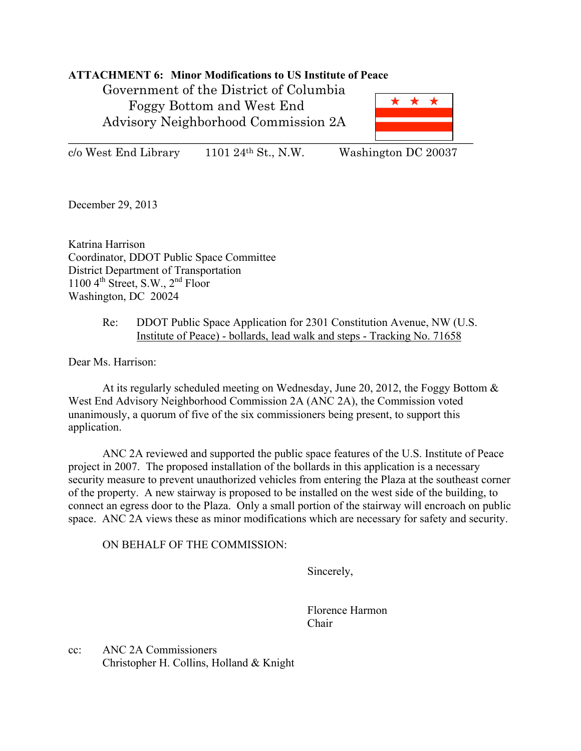**ATTACHMENT 6: Minor Modifications to US Institute of Peace**

Government of the District of Columbia
Foggy Bottom and West End
Advisory Neighborhood Commission 2A

c/o West End Library    1101 24th St., N.W.    Washington DC 20037

December 29, 2013

Katrina Harrison
Coordinator, DDOT Public Space Committee
District Department of Transportation
1100 4th Street, S.W., 2nd Floor
Washington, DC 20024

Re: DDOT Public Space Application for 2301 Constitution Avenue, NW (U.S. Institute of Peace) - bollards, lead walk and steps - Tracking No. 71658

Dear Ms. Harrison:

At its regularly scheduled meeting on Wednesday, June 20, 2012, the Foggy Bottom & West End Advisory Neighborhood Commission 2A (ANC 2A), the Commission voted unanimously, a quorum of five of the six commissioners being present, to support this application.

ANC 2A reviewed and supported the public space features of the U.S. Institute of Peace project in 2007. The proposed installation of the bollards in this application is a necessary security measure to prevent unauthorized vehicles from entering the Plaza at the southeast corner of the property. A new stairway is proposed to be installed on the west side of the building, to connect an egress door to the Plaza. Only a small portion of the stairway will encroach on public space. ANC 2A views these as minor modifications which are necessary for safety and security.

ON BEHALF OF THE COMMISSION:

Sincerely,

Florence Harmon
Chair

cc: ANC 2A Commissioners
Christopher H. Collins, Holland & Knight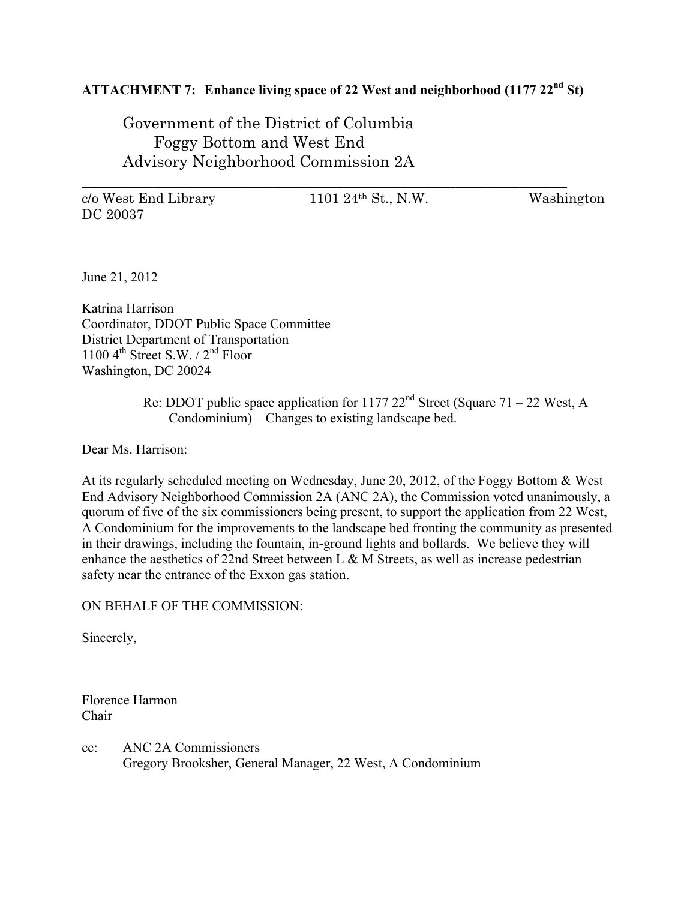**ATTACHMENT 7: Enhance living space of 22 West and neighborhood (1177 22nd St)**

Government of the District of Columbia
Foggy Bottom and West End
Advisory Neighborhood Commission 2A

---

c/o West End Library 1101 24th St., N.W. Washington DC 20037

June 21, 2012

Katrina Harrison
Coordinator, DDOT Public Space Committee
District Department of Transportation
1100 4th Street S.W. / 2nd Floor
Washington, DC 20024

Re: DDOT public space application for 1177 22nd Street (Square 71 – 22 West, A Condominium) – Changes to existing landscape bed.

Dear Ms. Harrison:

At its regularly scheduled meeting on Wednesday, June 20, 2012, of the Foggy Bottom & West End Advisory Neighborhood Commission 2A (ANC 2A), the Commission voted unanimously, a quorum of five of the six commissioners being present, to support the application from 22 West, A Condominium for the improvements to the landscape bed fronting the community as presented in their drawings, including the fountain, in-ground lights and bollards. We believe they will enhance the aesthetics of 22nd Street between L & M Streets, as well as increase pedestrian safety near the entrance of the Exxon gas station.

ON BEHALF OF THE COMMISSION:

Sincerely,

Florence Harmon
Chair

cc: ANC 2A Commissioners
Gregory Brooksher, General Manager, 22 West, A Condominium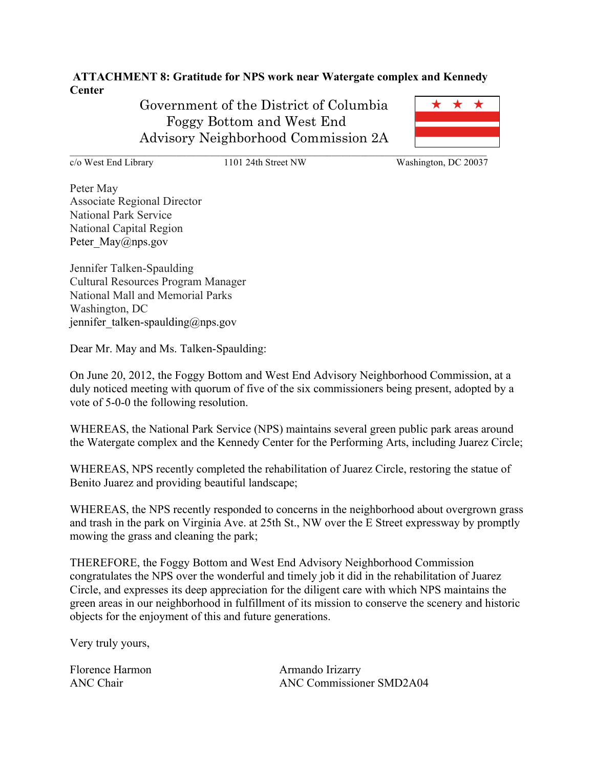**ATTACHMENT 8: Gratitude for NPS work near Watergate complex and Kennedy Center**

Government of the District of Columbia
Foggy Bottom and West End
Advisory Neighborhood Commission 2A

c/o West End Library 1101 24th Street NW Washington, DC 20037

Peter May
Associate Regional Director
National Park Service
National Capital Region
Peter_May@nps.gov

Jennifer Talken-Spaulding
Cultural Resources Program Manager
National Mall and Memorial Parks
Washington, DC
jennifer_talken-spaulding@nps.gov

Dear Mr. May and Ms. Talken-Spaulding:

On June 20, 2012, the Foggy Bottom and West End Advisory Neighborhood Commission, at a duly noticed meeting with quorum of five of the six commissioners being present, adopted by a vote of 5-0-0 the following resolution.

WHEREAS, the National Park Service (NPS) maintains several green public park areas around the Watergate complex and the Kennedy Center for the Performing Arts, including Juarez Circle;

WHEREAS, NPS recently completed the rehabilitation of Juarez Circle, restoring the statue of Benito Juarez and providing beautiful landscape;

WHEREAS, the NPS recently responded to concerns in the neighborhood about overgrown grass and trash in the park on Virginia Ave. at 25th St., NW over the E Street expressway by promptly mowing the grass and cleaning the park;

THEREFORE, the Foggy Bottom and West End Advisory Neighborhood Commission congratulates the NPS over the wonderful and timely job it did in the rehabilitation of Juarez Circle, and expresses its deep appreciation for the diligent care with which NPS maintains the green areas in our neighborhood in fulfillment of its mission to conserve the scenery and historic objects for the enjoyment of this and future generations.

Very truly yours,

Florence Harmon
ANC Chair

Armando Irizarry
ANC Commissioner SMD2A04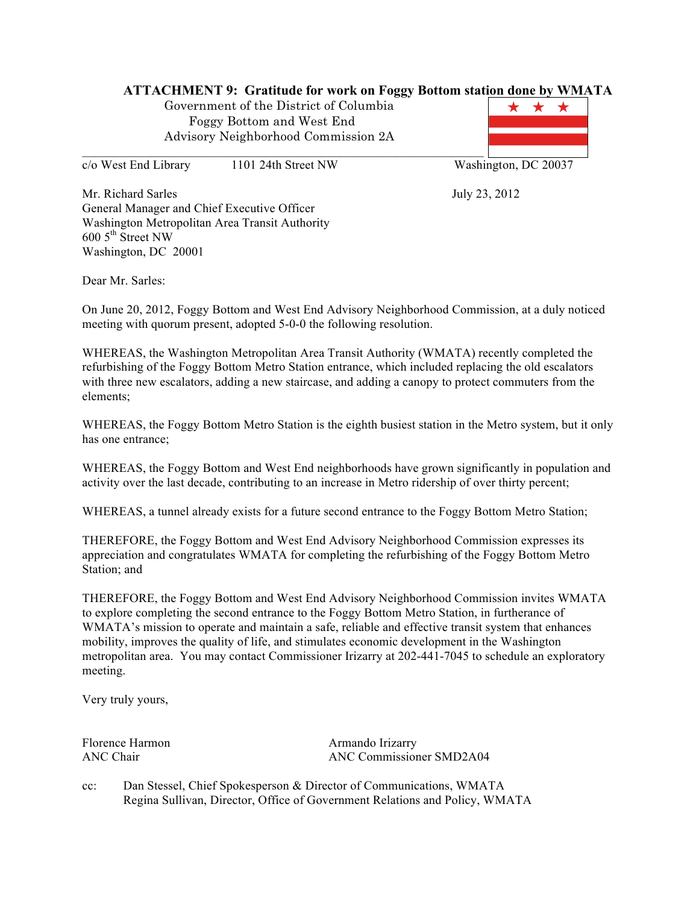## ATTACHMENT 9: Gratitude for work on Foggy Bottom station done by WMATA

Government of the District of Columbia
Foggy Bottom and West End
Advisory Neighborhood Commission 2A

c/o West End Library 1101 24th Street NW Washington, DC 20037

Mr. Richard Sarles
General Manager and Chief Executive Officer
Washington Metropolitan Area Transit Authority
600 5th Street NW
Washington, DC 20001

July 23, 2012

Dear Mr. Sarles:

On June 20, 2012, Foggy Bottom and West End Advisory Neighborhood Commission, at a duly noticed meeting with quorum present, adopted 5-0-0 the following resolution.

WHEREAS, the Washington Metropolitan Area Transit Authority (WMATA) recently completed the refurbishing of the Foggy Bottom Metro Station entrance, which included replacing the old escalators with three new escalators, adding a new staircase, and adding a canopy to protect commuters from the elements;

WHEREAS, the Foggy Bottom Metro Station is the eighth busiest station in the Metro system, but it only has one entrance;

WHEREAS, the Foggy Bottom and West End neighborhoods have grown significantly in population and activity over the last decade, contributing to an increase in Metro ridership of over thirty percent;

WHEREAS, a tunnel already exists for a future second entrance to the Foggy Bottom Metro Station;

THEREFORE, the Foggy Bottom and West End Advisory Neighborhood Commission expresses its appreciation and congratulates WMATA for completing the refurbishing of the Foggy Bottom Metro Station; and

THEREFORE, the Foggy Bottom and West End Advisory Neighborhood Commission invites WMATA to explore completing the second entrance to the Foggy Bottom Metro Station, in furtherance of WMATA's mission to operate and maintain a safe, reliable and effective transit system that enhances mobility, improves the quality of life, and stimulates economic development in the Washington metropolitan area. You may contact Commissioner Irizarry at 202-441-7045 to schedule an exploratory meeting.

Very truly yours,

Florence Harmon
ANC Chair

Armando Irizarry
ANC Commissioner SMD2A04

cc: Dan Stessel, Chief Spokesperson & Director of Communications, WMATA
Regina Sullivan, Director, Office of Government Relations and Policy, WMATA